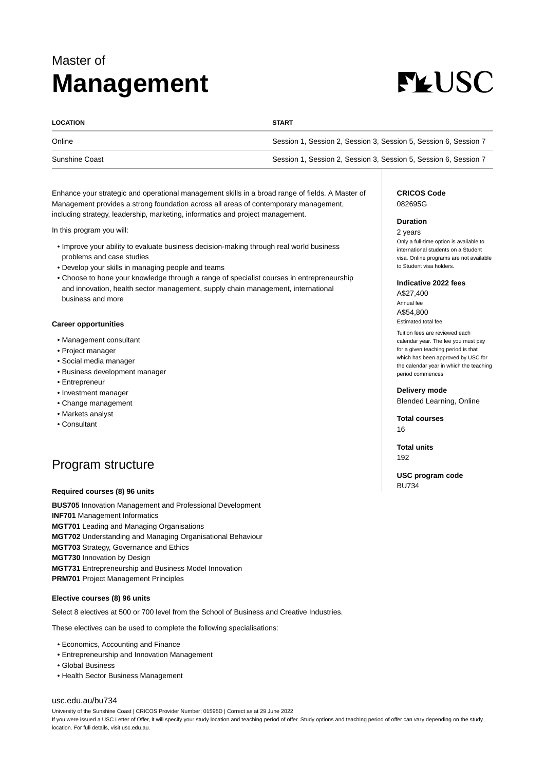Master of

# Management

| LOCATION | START |
|---|---|
| Online | Session 1, Session 2, Session 3, Session 5, Session 6, Session 7 |
| Sunshine Coast | Session 1, Session 2, Session 3, Session 5, Session 6, Session 7 |

Enhance your strategic and operational management skills in a broad range of fields. A Master of Management provides a strong foundation across all areas of contemporary management, including strategy, leadership, marketing, informatics and project management.

In this program you will:

- Improve your ability to evaluate business decision-making through real world business problems and case studies
- Develop your skills in managing people and teams
- Choose to hone your knowledge through a range of specialist courses in entrepreneurship and innovation, health sector management, supply chain management, international business and more

**Career opportunities**

- Management consultant
- Project manager
- Social media manager
- Business development manager
- Entrepreneur
- Investment manager
- Change management
- Markets analyst
- Consultant

**CRICOS Code**
082695G

**Duration**
2 years
Only a full-time option is available to international students on a Student visa. Online programs are not available to Student visa holders.

**Indicative 2022 fees**
A$27,400
Annual fee
A$54,800
Estimated total fee

Tuition fees are reviewed each calendar year. The fee you must pay for a given teaching period is that which has been approved by USC for the calendar year in which the teaching period commences

**Delivery mode**
Blended Learning, Online

**Total courses**
16

**Total units**
192

**USC program code**
BU734

## Program structure

**Required courses (8) 96 units**

**BUS705** Innovation Management and Professional Development
**INF701** Management Informatics
**MGT701** Leading and Managing Organisations
**MGT702** Understanding and Managing Organisational Behaviour
**MGT703** Strategy, Governance and Ethics
**MGT730** Innovation by Design
**MGT731** Entrepreneurship and Business Model Innovation
**PRM701** Project Management Principles

**Elective courses (8) 96 units**

Select 8 electives at 500 or 700 level from the School of Business and Creative Industries.

These electives can be used to complete the following specialisations:

- Economics, Accounting and Finance
- Entrepreneurship and Innovation Management
- Global Business
- Health Sector Business Management

usc.edu.au/bu734

University of the Sunshine Coast | CRICOS Provider Number: 01595D | Correct as at 29 June 2022
If you were issued a USC Letter of Offer, it will specify your study location and teaching period of offer. Study options and teaching period of offer can vary depending on the study location. For full details, visit usc.edu.au.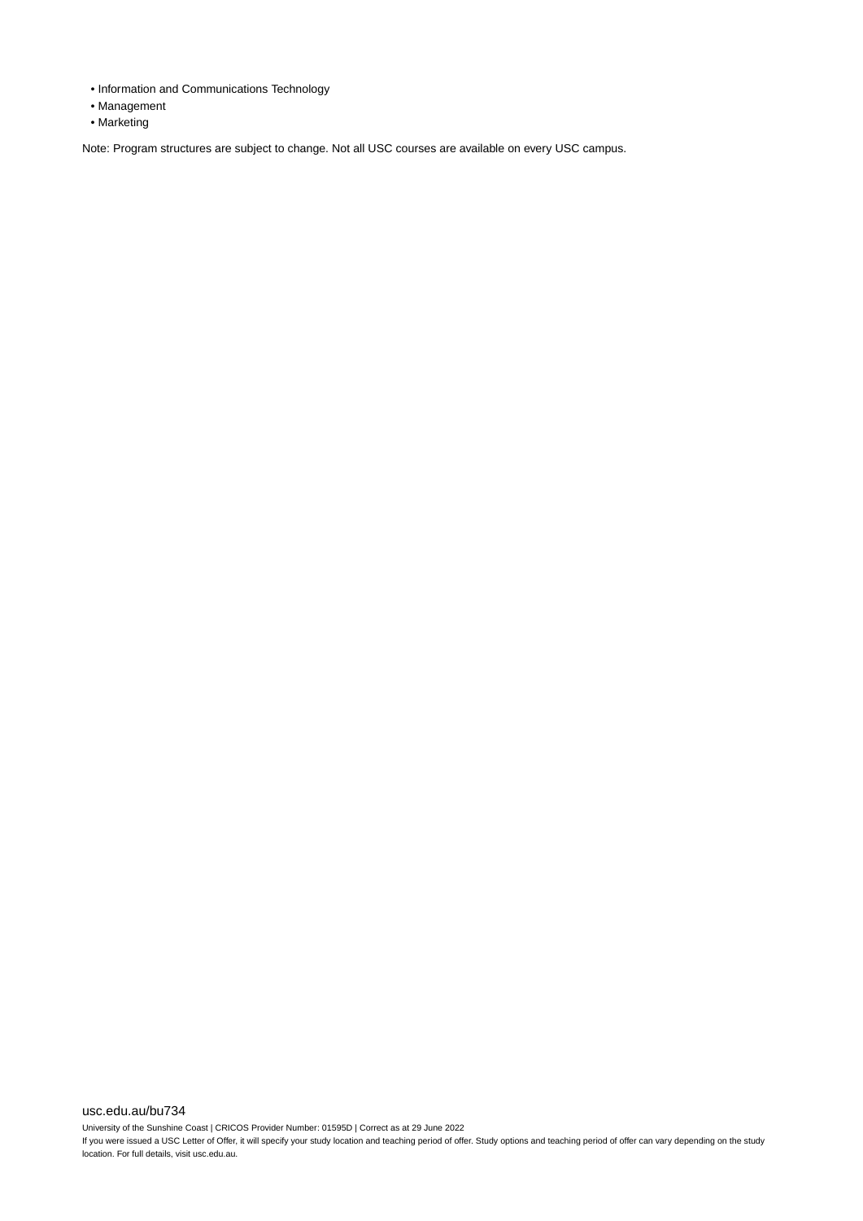- Information and Communications Technology
- Management
- Marketing

Note: Program structures are subject to change. Not all USC courses are available on every USC campus.

usc.edu.au/bu734

University of the Sunshine Coast | CRICOS Provider Number: 01595D | Correct as at 29 June 2022

If you were issued a USC Letter of Offer, it will specify your study location and teaching period of offer. Study options and teaching period of offer can vary depending on the study location. For full details, visit usc.edu.au.